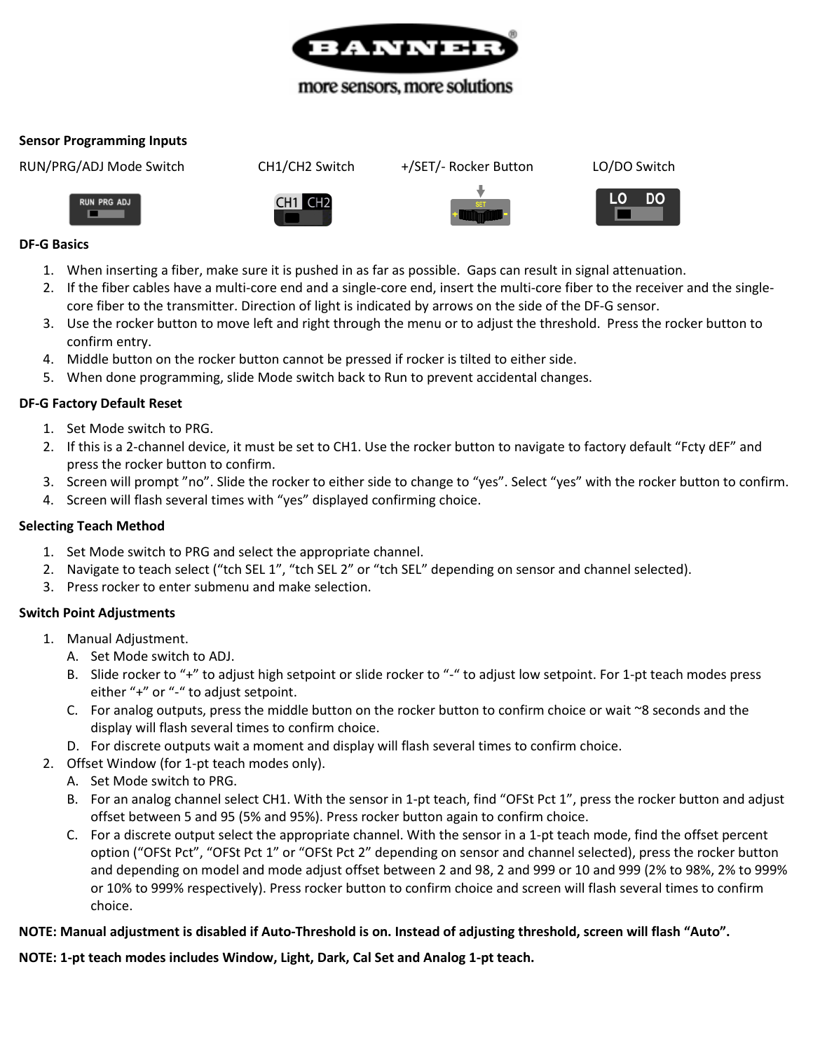**Sensor Programming Inputs**

RUN/PRG/ADJ Mode Switch | CH1/CH2 Switch | +/SET/- Rocker Button | LO/DO Switch

**DF-G Basics**

1. When inserting a fiber, make sure it is pushed in as far as possible. Gaps can result in signal attenuation.
2. If the fiber cables have a multi-core end and a single-core end, insert the multi-core fiber to the receiver and the single-core fiber to the transmitter. Direction of light is indicated by arrows on the side of the DF-G sensor.
3. Use the rocker button to move left and right through the menu or to adjust the threshold. Press the rocker button to confirm entry.
4. Middle button on the rocker button cannot be pressed if rocker is tilted to either side.
5. When done programming, slide Mode switch back to Run to prevent accidental changes.

**DF-G Factory Default Reset**

1. Set Mode switch to PRG.
2. If this is a 2-channel device, it must be set to CH1. Use the rocker button to navigate to factory default "Fcty dEF" and press the rocker button to confirm.
3. Screen will prompt "no". Slide the rocker to either side to change to "yes". Select "yes" with the rocker button to confirm.
4. Screen will flash several times with "yes" displayed confirming choice.

**Selecting Teach Method**

1. Set Mode switch to PRG and select the appropriate channel.
2. Navigate to teach select ("tch SEL 1", "tch SEL 2" or "tch SEL" depending on sensor and channel selected).
3. Press rocker to enter submenu and make selection.

**Switch Point Adjustments**

1. Manual Adjustment.
   A. Set Mode switch to ADJ.
   B. Slide rocker to "+" to adjust high setpoint or slide rocker to "-" to adjust low setpoint. For 1-pt teach modes press either "+" or "-" to adjust setpoint.
   C. For analog outputs, press the middle button on the rocker button to confirm choice or wait ~8 seconds and the display will flash several times to confirm choice.
   D. For discrete outputs wait a moment and display will flash several times to confirm choice.
2. Offset Window (for 1-pt teach modes only).
   A. Set Mode switch to PRG.
   B. For an analog channel select CH1. With the sensor in 1-pt teach, find "OFSt Pct 1", press the rocker button and adjust offset between 5 and 95 (5% and 95%). Press rocker button again to confirm choice.
   C. For a discrete output select the appropriate channel. With the sensor in a 1-pt teach mode, find the offset percent option ("OFSt Pct", "OFSt Pct 1" or "OFSt Pct 2" depending on sensor and channel selected), press the rocker button and depending on model and mode adjust offset between 2 and 98, 2 and 999 or 10 and 999 (2% to 98%, 2% to 999% or 10% to 999% respectively). Press rocker button to confirm choice and screen will flash several times to confirm choice.

**NOTE: Manual adjustment is disabled if Auto-Threshold is on. Instead of adjusting threshold, screen will flash "Auto".**

**NOTE: 1-pt teach modes includes Window, Light, Dark, Cal Set and Analog 1-pt teach.**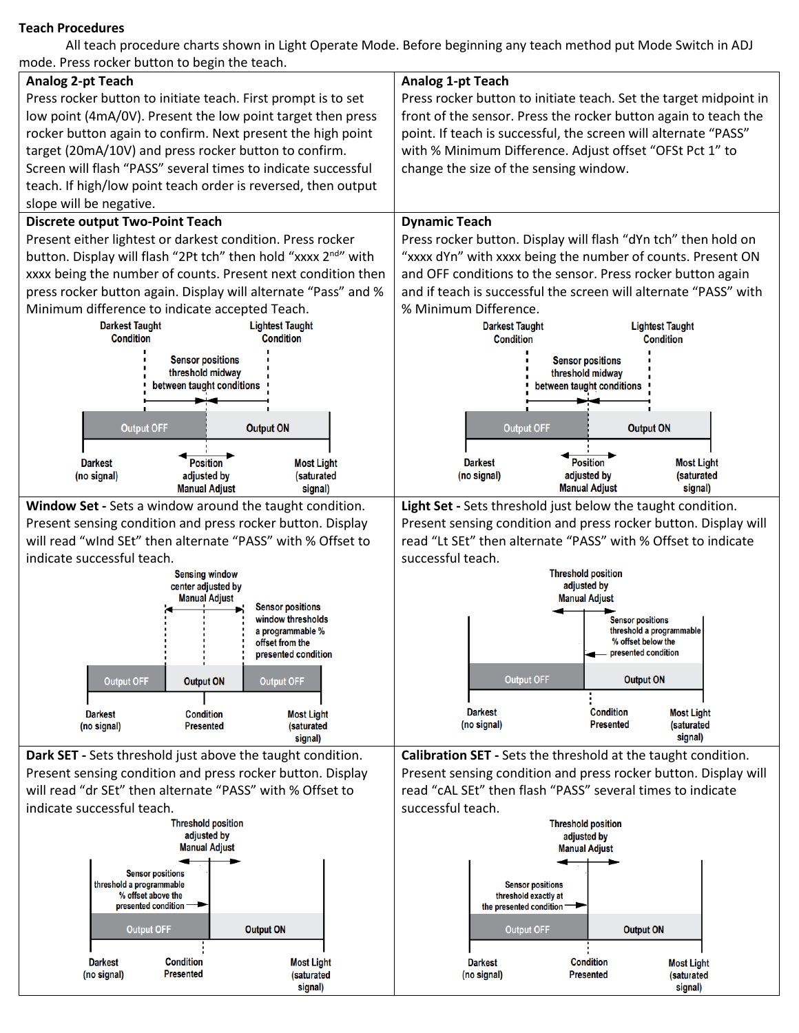**Teach Procedures**

All teach procedure charts shown in Light Operate Mode. Before beginning any teach method put Mode Switch in ADJ mode. Press rocker button to begin the teach.

**Analog 2-pt Teach**

Press rocker button to initiate teach. First prompt is to set low point (4mA/0V). Present the low point target then press rocker button again to confirm. Next present the high point target (20mA/10V) and press rocker button to confirm. Screen will flash "PASS" several times to indicate successful teach. If high/low point teach order is reversed, then output slope will be negative.

**Analog 1-pt Teach**

Press rocker button to initiate teach. Set the target midpoint in front of the sensor. Press the rocker button again to teach the point. If teach is successful, the screen will alternate "PASS" with % Minimum Difference. Adjust offset "OFSt Pct 1" to change the size of the sensing window.

**Discrete output Two-Point Teach**

Present either lightest or darkest condition. Press rocker button. Display will flash "2Pt tch" then hold "xxxx 2nd" with xxxx being the number of counts. Present next condition then press rocker button again. Display will alternate "Pass" and % Minimum difference to indicate accepted Teach.

Darkest Taught Condition
Lightest Taught Condition
Sensor positions threshold midway between taught conditions
Output OFF
Output ON
Darkest (no signal)
Position adjusted by Manual Adjust
Most Light (saturated signal)

**Dynamic Teach**

Press rocker button. Display will flash "dYn tch" then hold on "xxxx dYn" with xxxx being the number of counts. Present ON and OFF conditions to the sensor. Press rocker button again and if teach is successful the screen will alternate "PASS" with % Minimum Difference.

Darkest Taught Condition
Lightest Taught Condition
Sensor positions threshold midway between taught conditions
Output OFF
Output ON
Darkest (no signal)
Position adjusted by Manual Adjust
Most Light (saturated signal)

**Window Set -** Sets a window around the taught condition. Present sensing condition and press rocker button. Display will read "wInd SEt" then alternate "PASS" with % Offset to indicate successful teach.

Sensing window center adjusted by Manual Adjust
Sensor positions window thresholds a programmable % offset from the presented condition
Output OFF
Output ON
Output OFF
Darkest (no signal)
Condition Presented
Most Light (saturated signal)

**Light Set -** Sets threshold just below the taught condition. Present sensing condition and press rocker button. Display will read "Lt SEt" then alternate "PASS" with % Offset to indicate successful teach.

Threshold position adjusted by Manual Adjust
Sensor positions threshold a programmable % offset below the presented condition
Output OFF
Output ON
Darkest (no signal)
Condition Presented
Most Light (saturated signal)

**Dark SET -** Sets threshold just above the taught condition. Present sensing condition and press rocker button. Display will read "dr SEt" then alternate "PASS" with % Offset to indicate successful teach.

Threshold position adjusted by Manual Adjust
Sensor positions threshold a programmable % offset above the presented condition
Output OFF
Output ON
Darkest (no signal)
Condition Presented
Most Light (saturated signal)

**Calibration SET -** Sets the threshold at the taught condition. Present sensing condition and press rocker button. Display will read "cAL SEt" then flash "PASS" several times to indicate successful teach.

Threshold position adjusted by Manual Adjust
Sensor positions threshold exactly at the presented condition
Output OFF
Output ON
Darkest (no signal)
Condition Presented
Most Light (saturated signal)